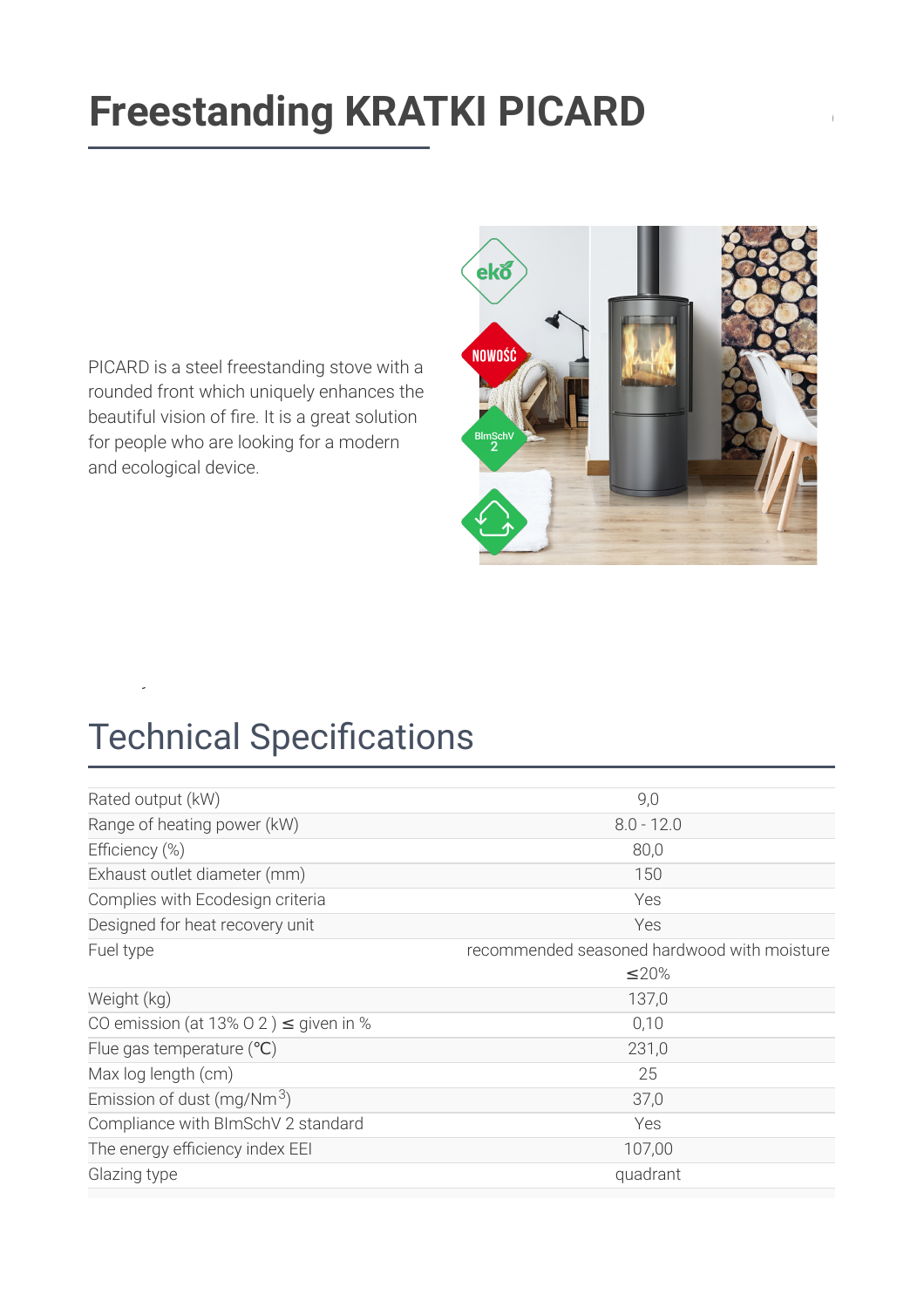# Freestanding KRATKI PICARD

PICARD is a steel freestanding stove with a rounded front which uniquely enhances the beautiful vision of fire. It is a great solution for people who are looking for a modern and ecological device.

## Technical Specifications

| | |
|---|---|
| Rated output (kW) | 9,0 |
| Range of heating power (kW) | 8.0 - 12.0 |
| Efficiency (%) | 80,0 |
| Exhaust outlet diameter (mm) | 150 |
| Complies with Ecodesign criteria | Yes |
| Designed for heat recovery unit | Yes |
| Fuel type | recommended seasoned hardwood with moisture ≤20% |
| Weight (kg) | 137,0 |
| CO emission (at 13% $O_2$ ) ≤ given in % | 0,10 |
| Flue gas temperature (℃) | 231,0 |
| Max log length (cm) | 25 |
| Emission of dust (mg/$Nm^3$) | 37,0 |
| Compliance with BImSchV 2 standard | Yes |
| The energy efficiency index EEI | 107,00 |
| Glazing type | quadrant |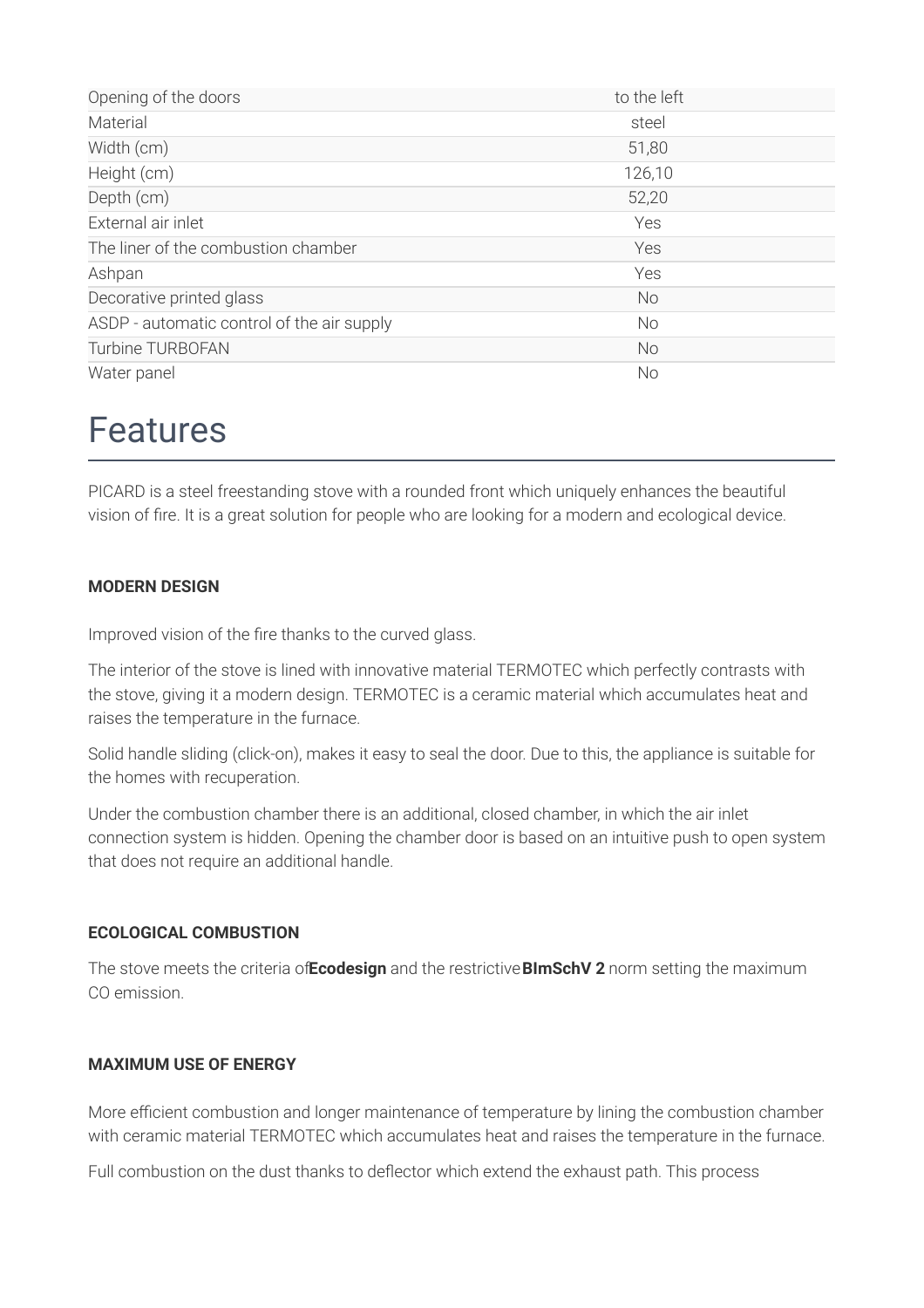| Opening of the doors | to the left |
|---|---|
| Material | steel |
| Width (cm) | 51,80 |
| Height (cm) | 126,10 |
| Depth (cm) | 52,20 |
| External air inlet | Yes |
| The liner of the combustion chamber | Yes |
| Ashpan | Yes |
| Decorative printed glass | No |
| ASDP - automatic control of the air supply | No |
| Turbine TURBOFAN | No |
| Water panel | No |

# Features

PICARD is a steel freestanding stove with a rounded front which uniquely enhances the beautiful vision of fire. It is a great solution for people who are looking for a modern and ecological device.

**MODERN DESIGN**

Improved vision of the fire thanks to the curved glass.

The interior of the stove is lined with innovative material TERMOTEC which perfectly contrasts with the stove, giving it a modern design. TERMOTEC is a ceramic material which accumulates heat and raises the temperature in the furnace.

Solid handle sliding (click-on), makes it easy to seal the door. Due to this, the appliance is suitable for the homes with recuperation.

Under the combustion chamber there is an additional, closed chamber, in which the air inlet connection system is hidden. Opening the chamber door is based on an intuitive push to open system that does not require an additional handle.

**ECOLOGICAL COMBUSTION**

The stove meets the criteria of**Ecodesign** and the restrictive**BImSchV 2** norm setting the maximum CO emission.

**MAXIMUM USE OF ENERGY**

More efficient combustion and longer maintenance of temperature by lining the combustion chamber with ceramic material TERMOTEC which accumulates heat and raises the temperature in the furnace.

Full combustion on the dust thanks to deflector which extend the exhaust path. This process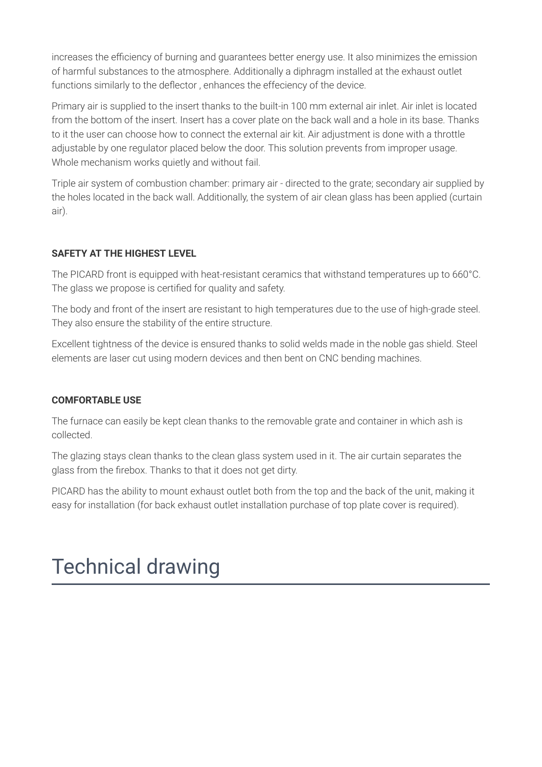increases the efficiency of burning and guarantees better energy use. It also minimizes the emission of harmful substances to the atmosphere. Additionally a diphragm installed at the exhaust outlet functions similarly to the deflector , enhances the effeciency of the device.

Primary air is supplied to the insert thanks to the built-in 100 mm external air inlet. Air inlet is located from the bottom of the insert. Insert has a cover plate on the back wall and a hole in its base. Thanks to it the user can choose how to connect the external air kit. Air adjustment is done with a throttle adjustable by one regulator placed below the door. This solution prevents from improper usage. Whole mechanism works quietly and without fail.

Triple air system of combustion chamber: primary air - directed to the grate; secondary air supplied by the holes located in the back wall. Additionally, the system of air clean glass has been applied (curtain air).

**SAFETY AT THE HIGHEST LEVEL**

The PICARD front is equipped with heat-resistant ceramics that withstand temperatures up to 660°C. The glass we propose is certified for quality and safety.

The body and front of the insert are resistant to high temperatures due to the use of high-grade steel. They also ensure the stability of the entire structure.

Excellent tightness of the device is ensured thanks to solid welds made in the noble gas shield. Steel elements are laser cut using modern devices and then bent on CNC bending machines.

**COMFORTABLE USE**

The furnace can easily be kept clean thanks to the removable grate and container in which ash is collected.

The glazing stays clean thanks to the clean glass system used in it. The air curtain separates the glass from the firebox. Thanks to that it does not get dirty.

PICARD has the ability to mount exhaust outlet both from the top and the back of the unit, making it easy for installation (for back exhaust outlet installation purchase of top plate cover is required).

# Technical drawing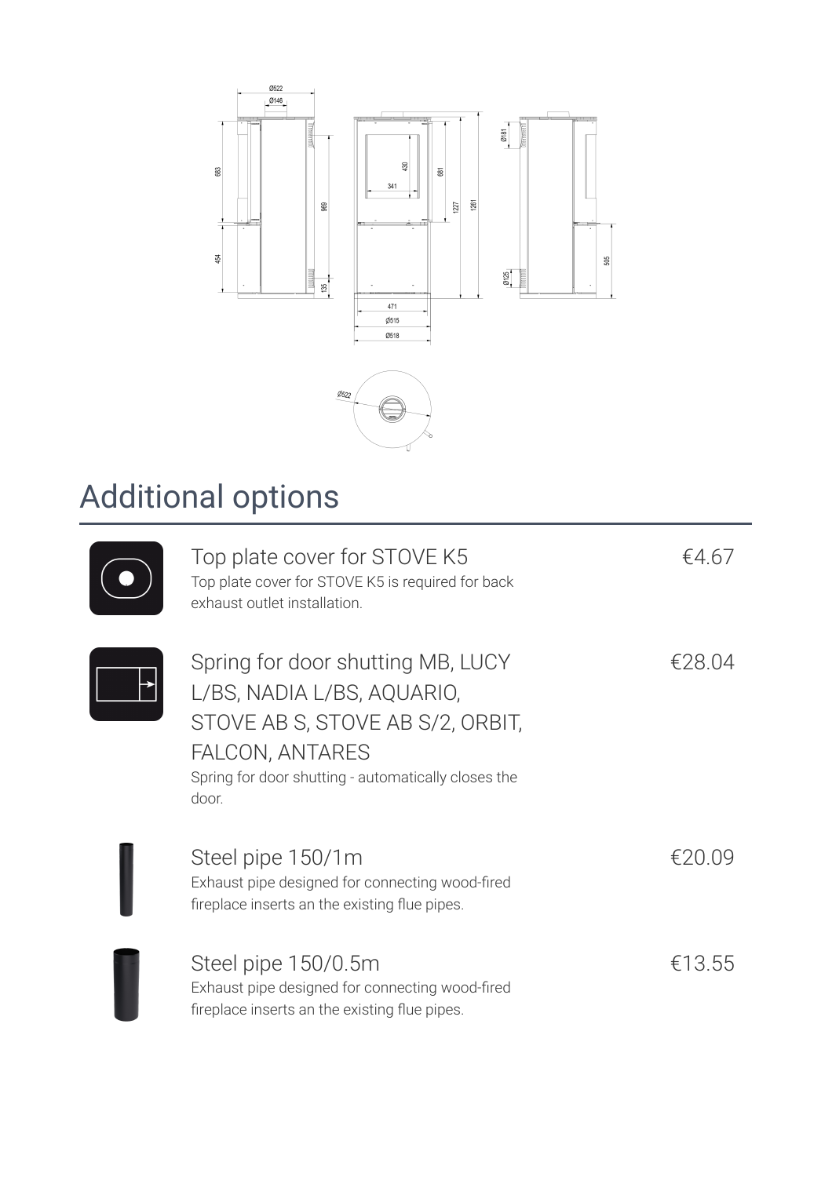# Additional options

| Option | Price |
| --- | --- |
| **Top plate cover for STOVE K5**<br>Top plate cover for STOVE K5 is required for back exhaust outlet installation. | €4.67 |
| **Spring for door shutting MB, LUCY L/BS, NADIA L/BS, AQUARIO, STOVE AB S, STOVE AB S/2, ORBIT, FALCON, ANTARES**<br>Spring for door shutting - automatically closes the door. | €28.04 |
| **Steel pipe 150/1m**<br>Exhaust pipe designed for connecting wood-fired fireplace inserts an the existing flue pipes. | €20.09 |
| **Steel pipe 150/0.5m**<br>Exhaust pipe designed for connecting wood-fired fireplace inserts an the existing flue pipes. | €13.55 |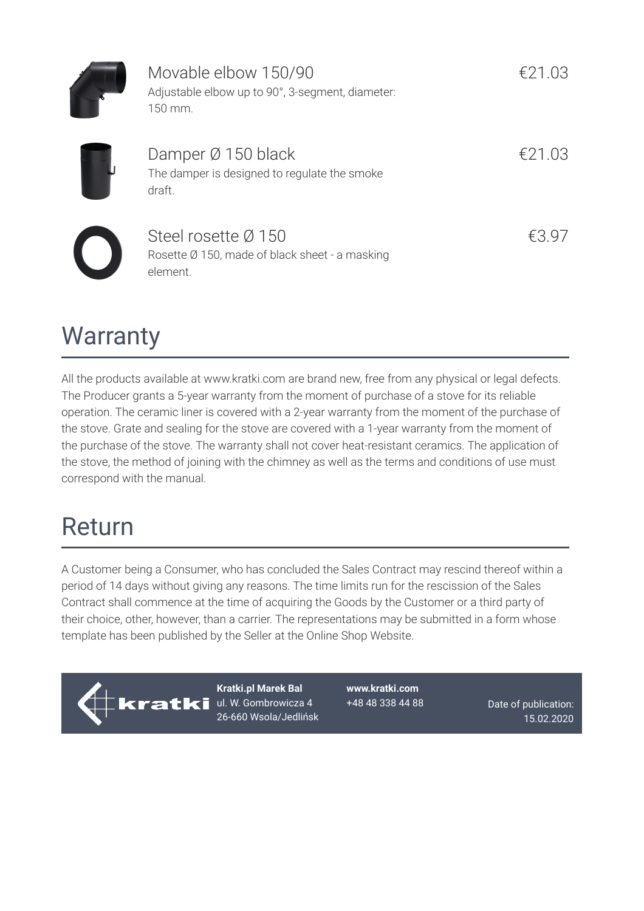Movable elbow 150/90 — €21.03

Adjustable elbow up to 90°, 3-segment, diameter: 150 mm.

Damper Ø 150 black — €21.03

The damper is designed to regulate the smoke draft.

Steel rosette Ø 150 — €3.97

Rosette Ø 150, made of black sheet - a masking element.

## Warranty

All the products available at www.kratki.com are brand new, free from any physical or legal defects. The Producer grants a 5-year warranty from the moment of purchase of a stove for its reliable operation. The ceramic liner is covered with a 2-year warranty from the moment of the purchase of the stove. Grate and sealing for the stove are covered with a 1-year warranty from the moment of the purchase of the stove. The warranty shall not cover heat-resistant ceramics. The application of the stove, the method of joining with the chimney as well as the terms and conditions of use must correspond with the manual.

## Return

A Customer being a Consumer, who has concluded the Sales Contract may rescind thereof within a period of 14 days without giving any reasons. The time limits run for the rescission of the Sales Contract shall commence at the time of acquiring the Goods by the Customer or a third party of their choice, other, however, than a carrier. The representations may be submitted in a form whose template has been published by the Seller at the Online Shop Website.

**Kratki.pl Marek Bal**
ul. W. Gombrowicza 4
26-660 Wsola/Jedlińsk

**www.kratki.com**
+48 48 338 44 88

Date of publication: 15.02.2020